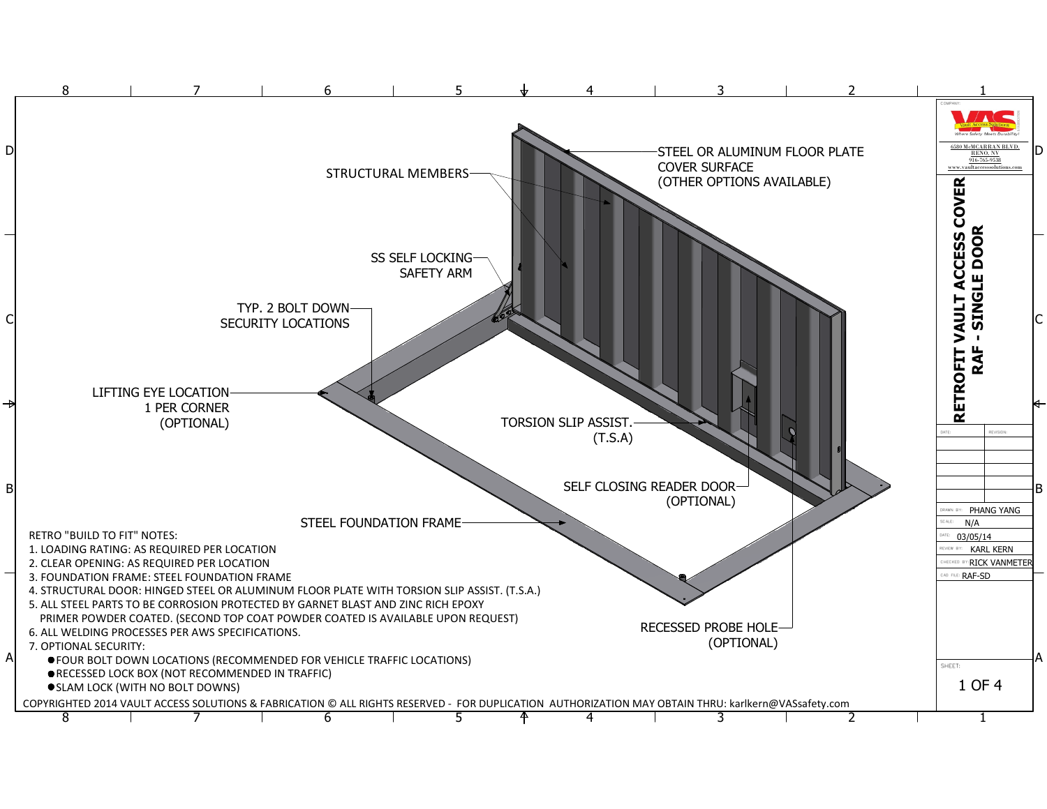# RETROFIT VAULT ACCESS COVER
## RAF - SINGLE DOOR

Vault Access Solutions
Where Safety Meets Durability!

6580 McCARRAN BLVD.
RENO, NV
916-765-9538
www.vaultaccesssolutions.com

STRUCTURAL MEMBERS

STEEL OR ALUMINUM FLOOR PLATE COVER SURFACE (OTHER OPTIONS AVAILABLE)

SS SELF LOCKING SAFETY ARM

TYP. 2 BOLT DOWN SECURITY LOCATIONS

LIFTING EYE LOCATION 1 PER CORNER (OPTIONAL)

TORSION SLIP ASSIST. (T.S.A)

SELF CLOSING READER DOOR (OPTIONAL)

STEEL FOUNDATION FRAME

RECESSED PROBE HOLE (OPTIONAL)

RETRO "BUILD TO FIT" NOTES:

1. LOADING RATING: AS REQUIRED PER LOCATION
2. CLEAR OPENING: AS REQUIRED PER LOCATION
3. FOUNDATION FRAME: STEEL FOUNDATION FRAME
4. STRUCTURAL DOOR: HINGED STEEL OR ALUMINUM FLOOR PLATE WITH TORSION SLIP ASSIST. (T.S.A.)
5. ALL STEEL PARTS TO BE CORROSION PROTECTED BY GARNET BLAST AND ZINC RICH EPOXY PRIMER POWDER COATED. (SECOND TOP COAT POWDER COATED IS AVAILABLE UPON REQUEST)
6. ALL WELDING PROCESSES PER AWS SPECIFICATIONS.
7. OPTIONAL SECURITY:
   - FOUR BOLT DOWN LOCATIONS (RECOMMENDED FOR VEHICLE TRAFFIC LOCATIONS)
   - RECESSED LOCK BOX (NOT RECOMMENDED IN TRAFFIC)
   - SLAM LOCK (WITH NO BOLT DOWNS)

| DATE: | REVISION: |
| --- | --- |
| | |
| | |
| | |
| | |

| | |
| --- | --- |
| DRAWN BY: | PHANG YANG |
| SCALE: | N/A |
| DATE: | 03/05/14 |
| REVIEW BY: | KARL KERN |
| CHECKED BY: | RICK VANMETER |
| CAD FILE: | RAF-SD |

COPYRIGHTED 2014 VAULT ACCESS SOLUTIONS & FABRICATION © ALL RIGHTS RESERVED - FOR DUPLICATION AUTHORIZATION MAY OBTAIN THRU: karlkern@VASsafety.com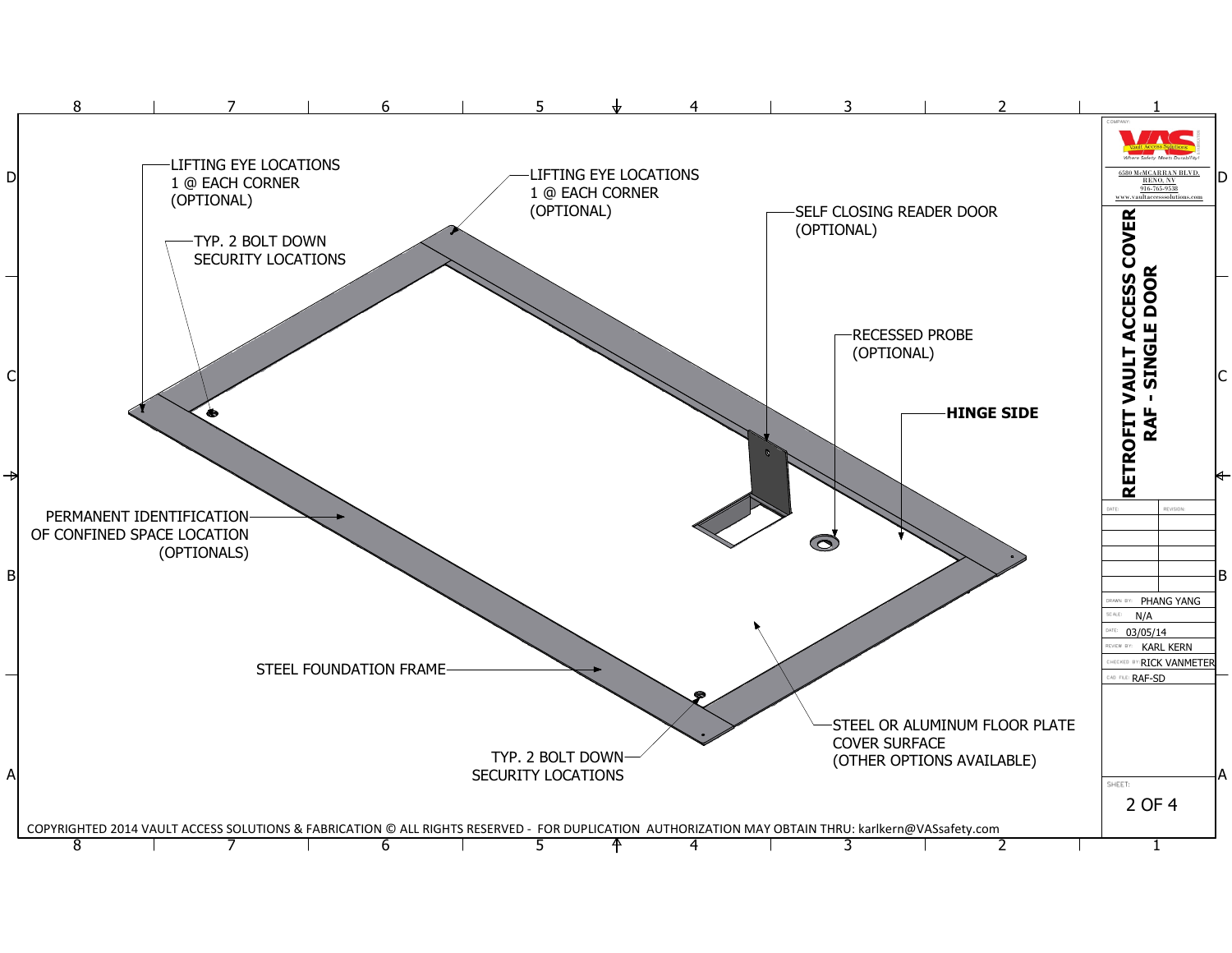# RETROFIT VAULT ACCESS COVER
## RAF - SINGLE DOOR

LIFTING EYE LOCATIONS
1 @ EACH CORNER
(OPTIONAL)

TYP. 2 BOLT DOWN
SECURITY LOCATIONS

LIFTING EYE LOCATIONS
1 @ EACH CORNER
(OPTIONAL)

SELF CLOSING READER DOOR
(OPTIONAL)

RECESSED PROBE
(OPTIONAL)

**HINGE SIDE**

PERMANENT IDENTIFICATION
OF CONFINED SPACE LOCATION
(OPTIONALS)

STEEL FOUNDATION FRAME

TYP. 2 BOLT DOWN
SECURITY LOCATIONS

STEEL OR ALUMINUM FLOOR PLATE
COVER SURFACE
(OTHER OPTIONS AVAILABLE)

COMPANY: Vault Access Solutions — Where Safety Meets Durability!
6580 McCARRAN BLVD.
RENO, NV
916-765-9538
www.vaultaccesssolutions.com

| DATE: | REVISION: |
|---|---|
| | |
| | |
| | |
| | |

| | |
|---|---|
| DRAWN BY: | PHANG YANG |
| SCALE: | N/A |
| DATE: | 03/05/14 |
| REVIEW BY: | KARL KERN |
| CHECKED BY: | RICK VANMETER |
| CAD FILE: | RAF-SD |

COPYRIGHTED 2014 VAULT ACCESS SOLUTIONS & FABRICATION © ALL RIGHTS RESERVED - FOR DUPLICATION AUTHORIZATION MAY OBTAIN THRU: karlkern@VASsafety.com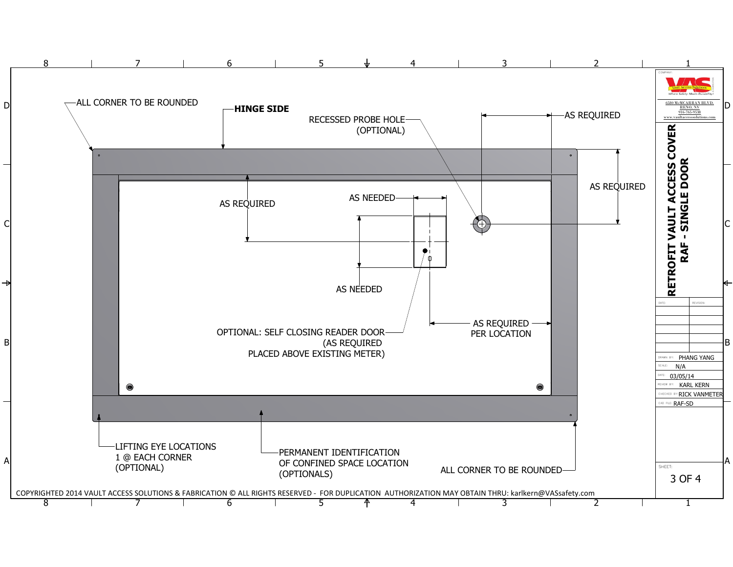# RETROFIT VAULT ACCESS COVER
## RAF - SINGLE DOOR

ALL CORNER TO BE ROUNDED

**HINGE SIDE**

RECESSED PROBE HOLE (OPTIONAL)

AS REQUIRED

AS REQUIRED

AS REQUIRED

AS NEEDED

AS NEEDED

AS REQUIRED PER LOCATION

OPTIONAL: SELF CLOSING READER DOOR (AS REQUIRED PLACED ABOVE EXISTING METER)

LIFTING EYE LOCATIONS 1 @ EACH CORNER (OPTIONAL)

PERMANENT IDENTIFICATION OF CONFINED SPACE LOCATION (OPTIONALS)

ALL CORNER TO BE ROUNDED

COPYRIGHTED 2014 VAULT ACCESS SOLUTIONS & FABRICATION © ALL RIGHTS RESERVED - FOR DUPLICATION AUTHORIZATION MAY OBTAIN THRU: karlkern@VASsafety.com

COMPANY: VAS Vault Access Solutions — Where Safety Meets Durability!

6580 McCARRAN BLVD.
RENO, NV
916-765-9538
www.vaultaccesssolutions.com

| DATE: | REVISION: |
|---|---|
| | |
| | |
| | |
| | |
| | |

| | |
|---|---|
| DRAWN BY: | PHANG YANG |
| SCALE: | N/A |
| DATE: | 03/05/14 |
| REVIEW BY: | KARL KERN |
| CHECKED BY: | RICK VANMETER |
| CAD FILE: | RAF-SD |

SHEET: 3 OF 4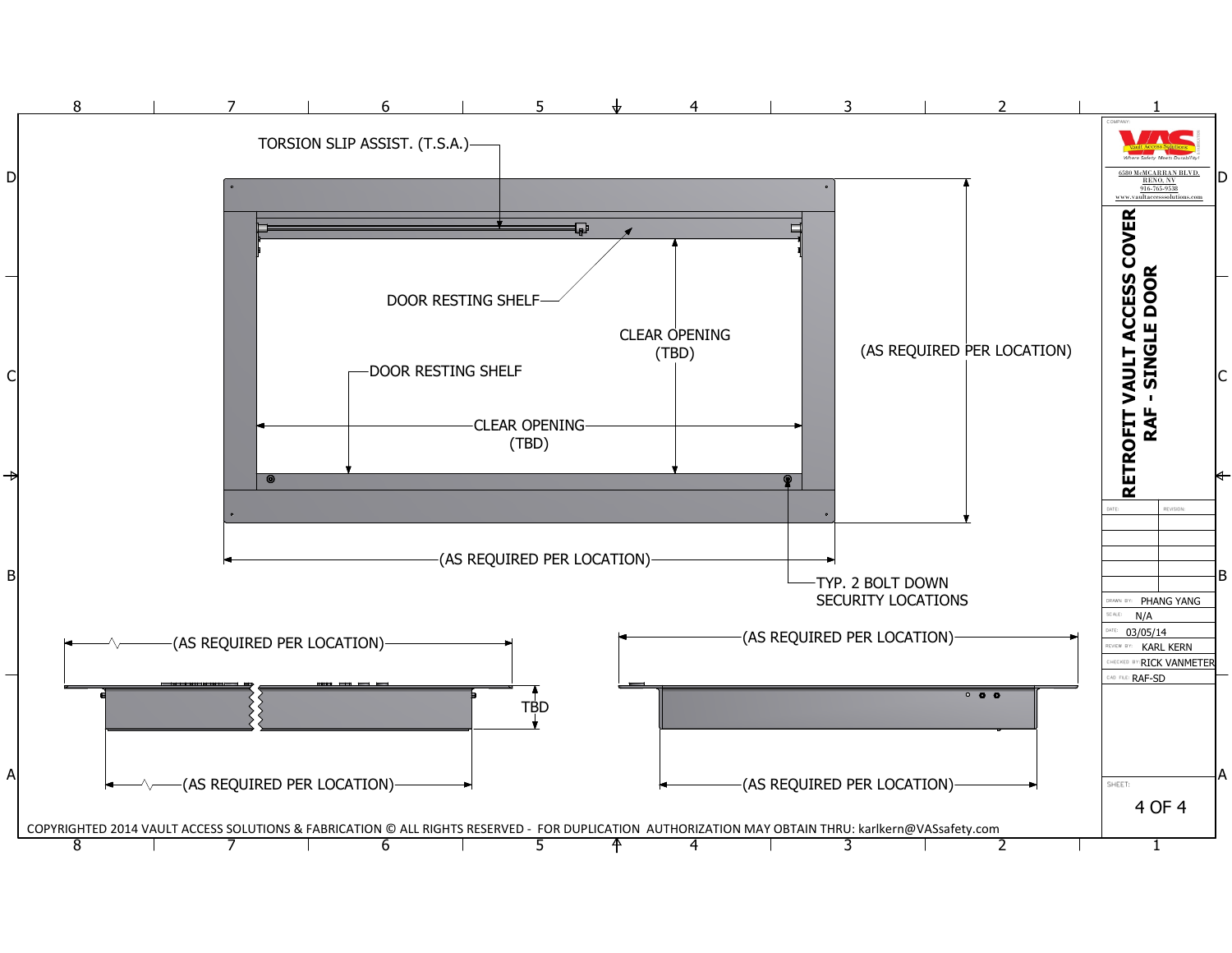TORSION SLIP ASSIST. (T.S.A.)

DOOR RESTING SHELF

CLEAR OPENING
(TBD)

DOOR RESTING SHELF

CLEAR OPENING
(TBD)

(AS REQUIRED PER LOCATION)

(AS REQUIRED PER LOCATION)

TYP. 2 BOLT DOWN
SECURITY LOCATIONS

(AS REQUIRED PER LOCATION)

TBD

(AS REQUIRED PER LOCATION)

(AS REQUIRED PER LOCATION)

(AS REQUIRED PER LOCATION)

COMPANY:

Vault Access Solutions
Where Safety Meets Durability!

6580 McCARRAN BLVD.
RENO, NV
916-765-9538
www.vaultaccesssolutions.com

# RETROFIT VAULT ACCESS COVER
## RAF - SINGLE DOOR

| DATE: | REVISION: |
| --- | --- |
| | |
| | |
| | |
| | |
| | |

DRAWN BY: PHANG YANG

SCALE: N/A

DATE: 03/05/14

REVIEW BY: KARL KERN

CHECKED BY: RICK VANMETER

CAD FILE: RAF-SD

SHEET:

COPYRIGHTED 2014 VAULT ACCESS SOLUTIONS & FABRICATION © ALL RIGHTS RESERVED - FOR DUPLICATION AUTHORIZATION MAY OBTAIN THRU: karlkern@VASsafety.com